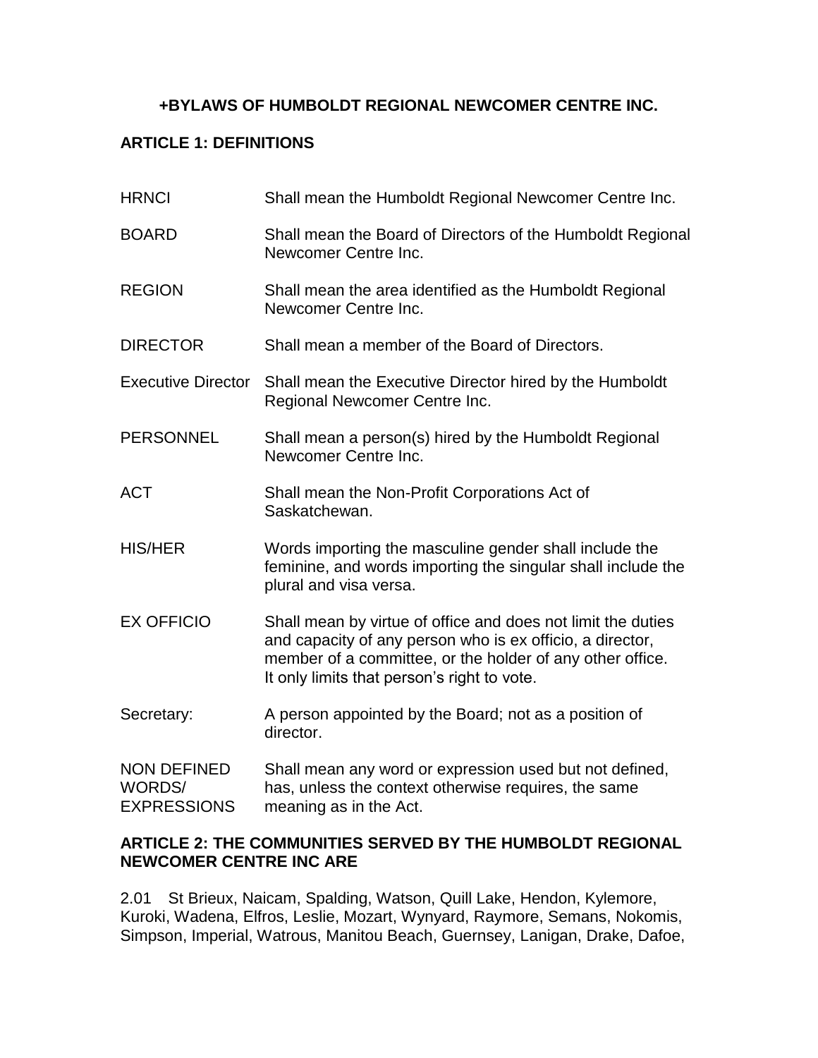# +BYLAWS OF HUMBOLDT REGIONAL NEWCOMER CENTRE INC.

## ARTICLE 1: DEFINITIONS

| | |
|---|---|
| HRNCI | Shall mean the Humboldt Regional Newcomer Centre Inc. |
| BOARD | Shall mean the Board of Directors of the Humboldt Regional Newcomer Centre Inc. |
| REGION | Shall mean the area identified as the Humboldt Regional Newcomer Centre Inc. |
| DIRECTOR | Shall mean a member of the Board of Directors. |
| Executive Director | Shall mean the Executive Director hired by the Humboldt Regional Newcomer Centre Inc. |
| PERSONNEL | Shall mean a person(s) hired by the Humboldt Regional Newcomer Centre Inc. |
| ACT | Shall mean the Non-Profit Corporations Act of Saskatchewan. |
| HIS/HER | Words importing the masculine gender shall include the feminine, and words importing the singular shall include the plural and visa versa. |
| EX OFFICIO | Shall mean by virtue of office and does not limit the duties and capacity of any person who is ex officio, a director, member of a committee, or the holder of any other office. It only limits that person's right to vote. |
| Secretary: | A person appointed by the Board; not as a position of director. |
| NON DEFINED WORDS/ EXPRESSIONS | Shall mean any word or expression used but not defined, has, unless the context otherwise requires, the same meaning as in the Act. |

## ARTICLE 2: THE COMMUNITIES SERVED BY THE HUMBOLDT REGIONAL NEWCOMER CENTRE INC ARE

2.01 St Brieux, Naicam, Spalding, Watson, Quill Lake, Hendon, Kylemore, Kuroki, Wadena, Elfros, Leslie, Mozart, Wynyard, Raymore, Semans, Nokomis, Simpson, Imperial, Watrous, Manitou Beach, Guernsey, Lanigan, Drake, Dafoe,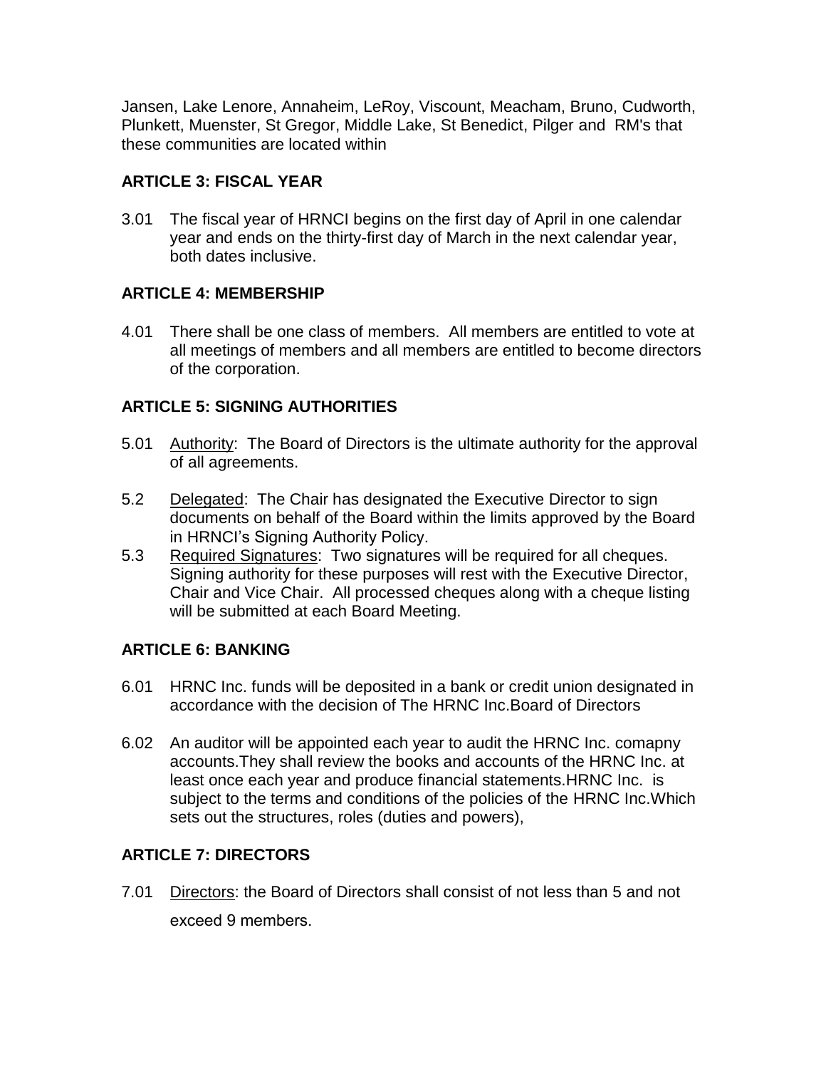Jansen, Lake Lenore, Annaheim, LeRoy, Viscount, Meacham, Bruno, Cudworth, Plunkett, Muenster, St Gregor, Middle Lake, St Benedict, Pilger and RM's that these communities are located within

## ARTICLE 3: FISCAL YEAR

3.01 The fiscal year of HRNCI begins on the first day of April in one calendar year and ends on the thirty-first day of March in the next calendar year, both dates inclusive.

## ARTICLE 4: MEMBERSHIP

4.01 There shall be one class of members. All members are entitled to vote at all meetings of members and all members are entitled to become directors of the corporation.

## ARTICLE 5: SIGNING AUTHORITIES

5.01 Authority: The Board of Directors is the ultimate authority for the approval of all agreements.

5.2 Delegated: The Chair has designated the Executive Director to sign documents on behalf of the Board within the limits approved by the Board in HRNCI's Signing Authority Policy.

5.3 Required Signatures: Two signatures will be required for all cheques. Signing authority for these purposes will rest with the Executive Director, Chair and Vice Chair. All processed cheques along with a cheque listing will be submitted at each Board Meeting.

## ARTICLE 6: BANKING

6.01 HRNC Inc. funds will be deposited in a bank or credit union designated in accordance with the decision of The HRNC Inc.Board of Directors

6.02 An auditor will be appointed each year to audit the HRNC Inc. comapny accounts.They shall review the books and accounts of the HRNC Inc. at least once each year and produce financial statements.HRNC Inc. is subject to the terms and conditions of the policies of the HRNC Inc.Which sets out the structures, roles (duties and powers),

## ARTICLE 7: DIRECTORS

7.01 Directors: the Board of Directors shall consist of not less than 5 and not exceed 9 members.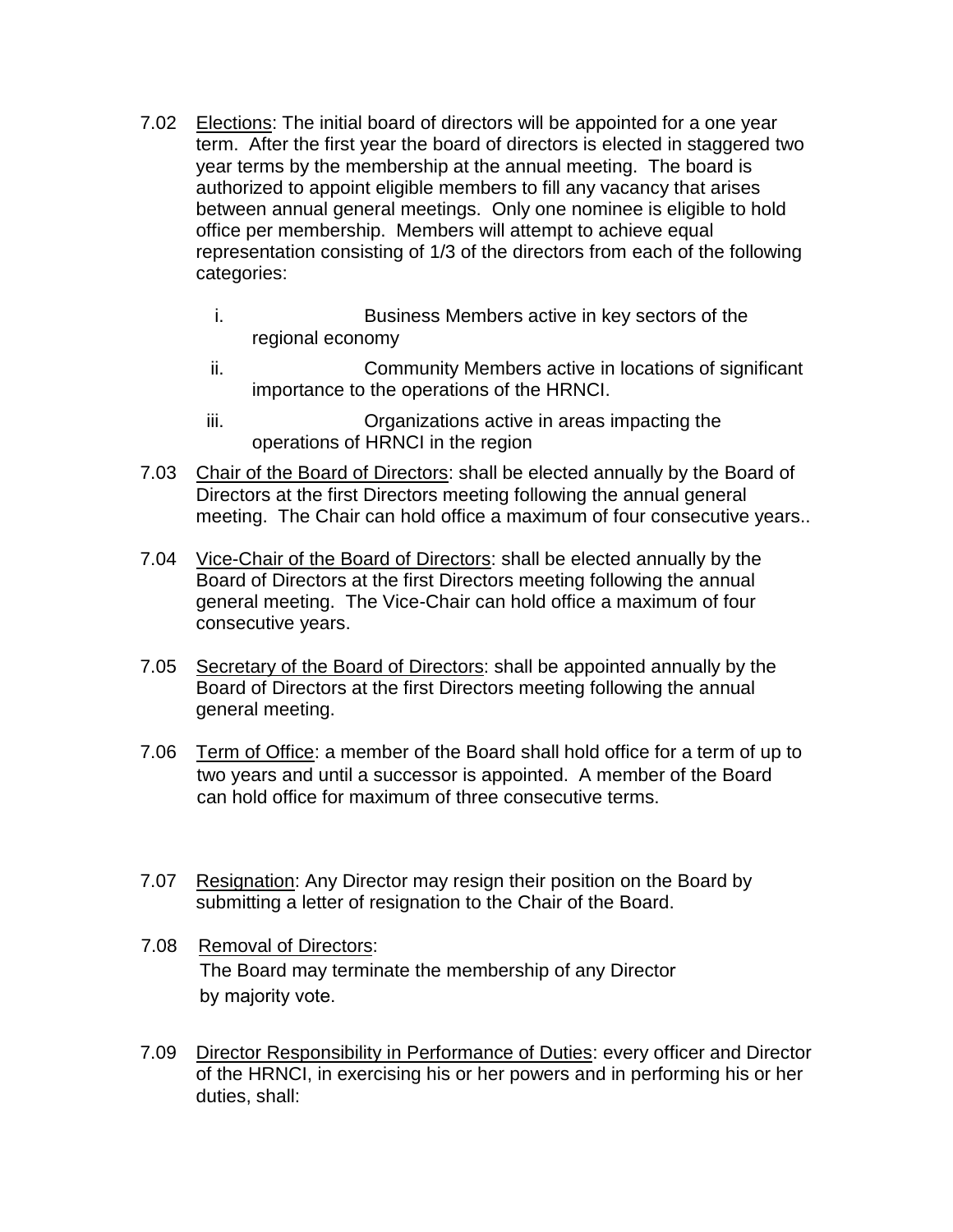7.02 Elections: The initial board of directors will be appointed for a one year term. After the first year the board of directors is elected in staggered two year terms by the membership at the annual meeting. The board is authorized to appoint eligible members to fill any vacancy that arises between annual general meetings. Only one nominee is eligible to hold office per membership. Members will attempt to achieve equal representation consisting of 1/3 of the directors from each of the following categories:

   i. Business Members active in key sectors of the regional economy

   ii. Community Members active in locations of significant importance to the operations of the HRNCI.

   iii. Organizations active in areas impacting the operations of HRNCI in the region

7.03 Chair of the Board of Directors: shall be elected annually by the Board of Directors at the first Directors meeting following the annual general meeting. The Chair can hold office a maximum of four consecutive years..

7.04 Vice-Chair of the Board of Directors: shall be elected annually by the Board of Directors at the first Directors meeting following the annual general meeting. The Vice-Chair can hold office a maximum of four consecutive years.

7.05 Secretary of the Board of Directors: shall be appointed annually by the Board of Directors at the first Directors meeting following the annual general meeting.

7.06 Term of Office: a member of the Board shall hold office for a term of up to two years and until a successor is appointed. A member of the Board can hold office for maximum of three consecutive terms.

7.07 Resignation: Any Director may resign their position on the Board by submitting a letter of resignation to the Chair of the Board.

7.08 Removal of Directors:
The Board may terminate the membership of any Director by majority vote.

7.09 Director Responsibility in Performance of Duties: every officer and Director of the HRNCI, in exercising his or her powers and in performing his or her duties, shall: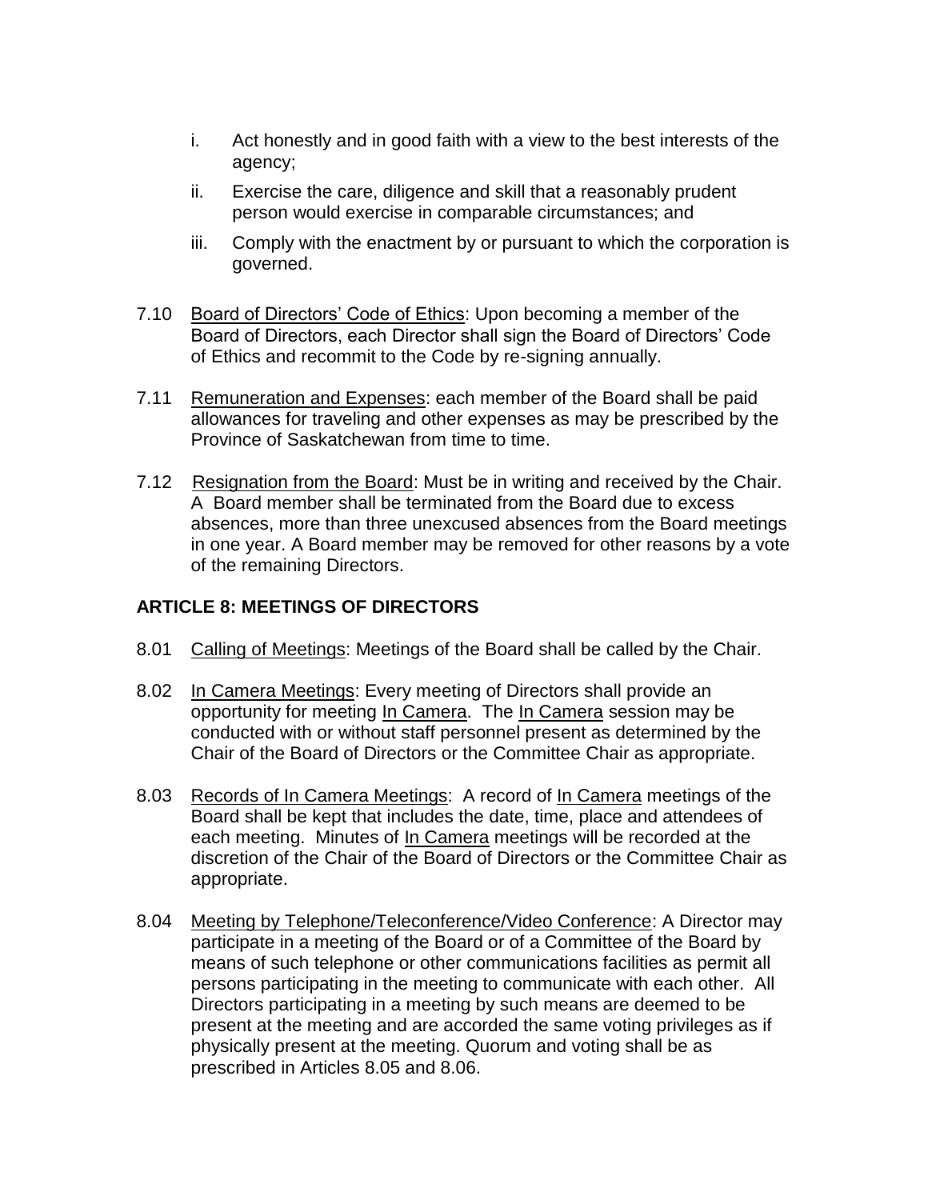i. Act honestly and in good faith with a view to the best interests of the agency;

ii. Exercise the care, diligence and skill that a reasonably prudent person would exercise in comparable circumstances; and

iii. Comply with the enactment by or pursuant to which the corporation is governed.

7.10 Board of Directors' Code of Ethics: Upon becoming a member of the Board of Directors, each Director shall sign the Board of Directors' Code of Ethics and recommit to the Code by re-signing annually.

7.11 Remuneration and Expenses: each member of the Board shall be paid allowances for traveling and other expenses as may be prescribed by the Province of Saskatchewan from time to time.

7.12 Resignation from the Board: Must be in writing and received by the Chair. A Board member shall be terminated from the Board due to excess absences, more than three unexcused absences from the Board meetings in one year. A Board member may be removed for other reasons by a vote of the remaining Directors.

## ARTICLE 8: MEETINGS OF DIRECTORS

8.01 Calling of Meetings: Meetings of the Board shall be called by the Chair.

8.02 In Camera Meetings: Every meeting of Directors shall provide an opportunity for meeting In Camera. The In Camera session may be conducted with or without staff personnel present as determined by the Chair of the Board of Directors or the Committee Chair as appropriate.

8.03 Records of In Camera Meetings: A record of In Camera meetings of the Board shall be kept that includes the date, time, place and attendees of each meeting. Minutes of In Camera meetings will be recorded at the discretion of the Chair of the Board of Directors or the Committee Chair as appropriate.

8.04 Meeting by Telephone/Teleconference/Video Conference: A Director may participate in a meeting of the Board or of a Committee of the Board by means of such telephone or other communications facilities as permit all persons participating in the meeting to communicate with each other. All Directors participating in a meeting by such means are deemed to be present at the meeting and are accorded the same voting privileges as if physically present at the meeting. Quorum and voting shall be as prescribed in Articles 8.05 and 8.06.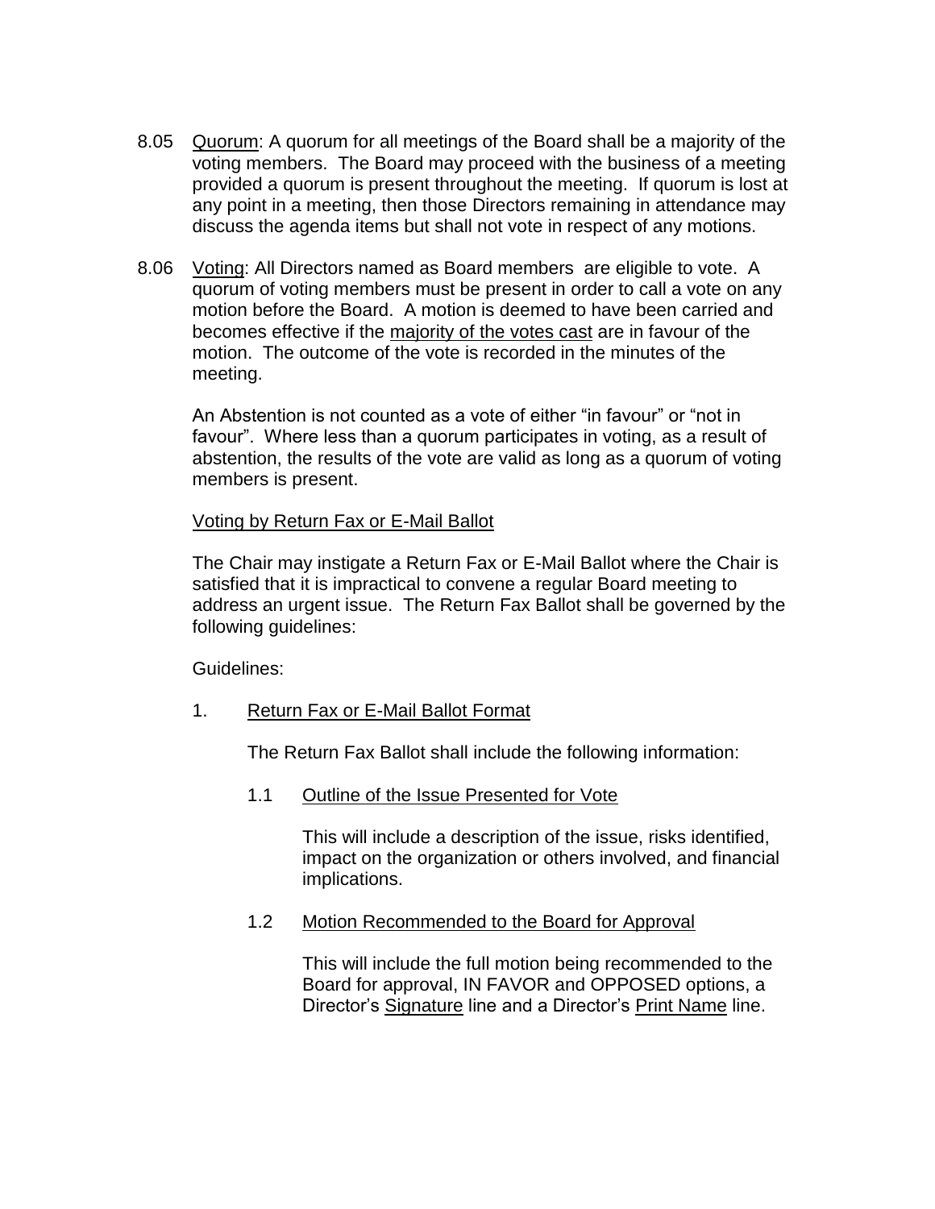8.05 Quorum: A quorum for all meetings of the Board shall be a majority of the voting members. The Board may proceed with the business of a meeting provided a quorum is present throughout the meeting. If quorum is lost at any point in a meeting, then those Directors remaining in attendance may discuss the agenda items but shall not vote in respect of any motions.

8.06 Voting: All Directors named as Board members are eligible to vote. A quorum of voting members must be present in order to call a vote on any motion before the Board. A motion is deemed to have been carried and becomes effective if the majority of the votes cast are in favour of the motion. The outcome of the vote is recorded in the minutes of the meeting.

An Abstention is not counted as a vote of either "in favour" or "not in favour". Where less than a quorum participates in voting, as a result of abstention, the results of the vote are valid as long as a quorum of voting members is present.

Voting by Return Fax or E-Mail Ballot

The Chair may instigate a Return Fax or E-Mail Ballot where the Chair is satisfied that it is impractical to convene a regular Board meeting to address an urgent issue. The Return Fax Ballot shall be governed by the following guidelines:

Guidelines:

1. Return Fax or E-Mail Ballot Format

   The Return Fax Ballot shall include the following information:

   1.1 Outline of the Issue Presented for Vote

   This will include a description of the issue, risks identified, impact on the organization or others involved, and financial implications.

   1.2 Motion Recommended to the Board for Approval

   This will include the full motion being recommended to the Board for approval, IN FAVOR and OPPOSED options, a Director's Signature line and a Director's Print Name line.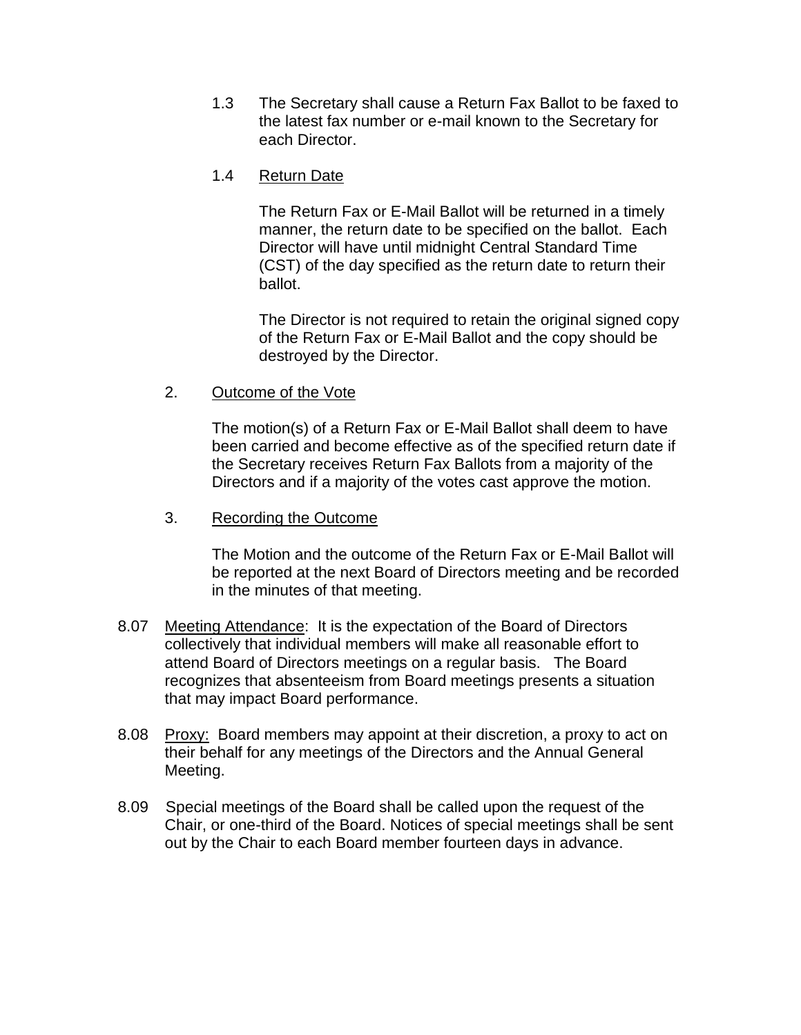1.3 The Secretary shall cause a Return Fax Ballot to be faxed to the latest fax number or e-mail known to the Secretary for each Director.

1.4 Return Date

The Return Fax or E-Mail Ballot will be returned in a timely manner, the return date to be specified on the ballot. Each Director will have until midnight Central Standard Time (CST) of the day specified as the return date to return their ballot.

The Director is not required to retain the original signed copy of the Return Fax or E-Mail Ballot and the copy should be destroyed by the Director.

2. Outcome of the Vote

The motion(s) of a Return Fax or E-Mail Ballot shall deem to have been carried and become effective as of the specified return date if the Secretary receives Return Fax Ballots from a majority of the Directors and if a majority of the votes cast approve the motion.

3. Recording the Outcome

The Motion and the outcome of the Return Fax or E-Mail Ballot will be reported at the next Board of Directors meeting and be recorded in the minutes of that meeting.

8.07 Meeting Attendance: It is the expectation of the Board of Directors collectively that individual members will make all reasonable effort to attend Board of Directors meetings on a regular basis. The Board recognizes that absenteeism from Board meetings presents a situation that may impact Board performance.

8.08 Proxy: Board members may appoint at their discretion, a proxy to act on their behalf for any meetings of the Directors and the Annual General Meeting.

8.09 Special meetings of the Board shall be called upon the request of the Chair, or one-third of the Board. Notices of special meetings shall be sent out by the Chair to each Board member fourteen days in advance.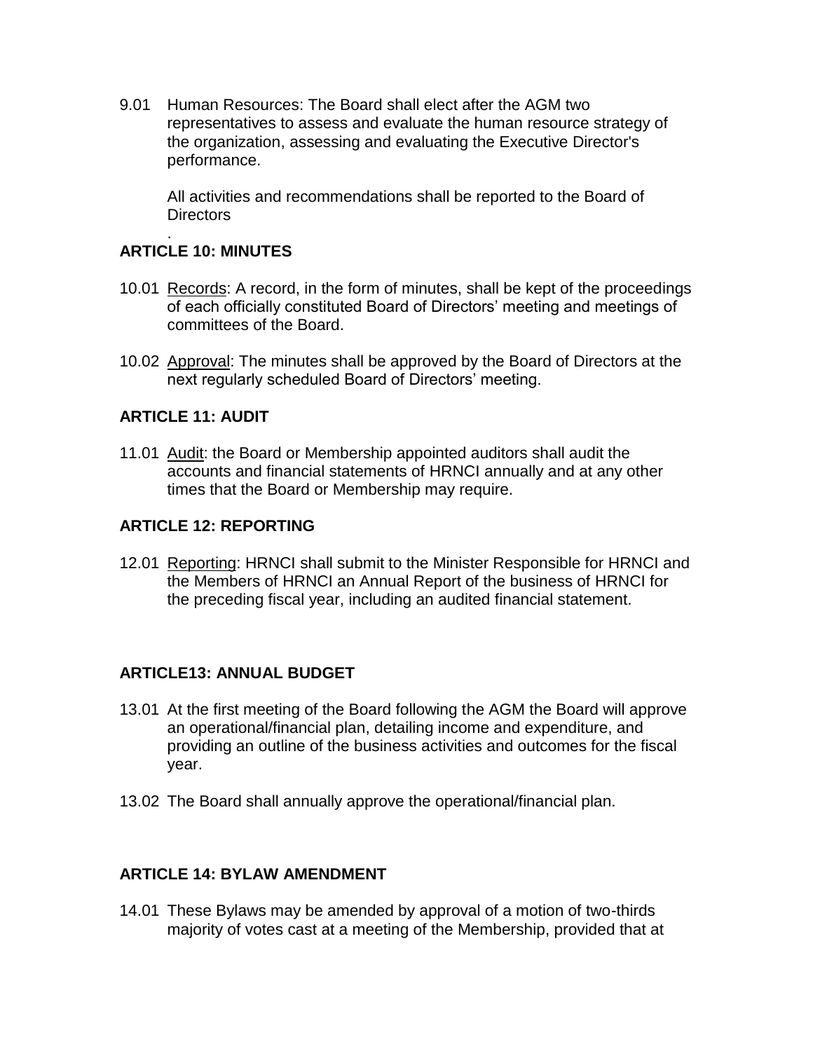9.01 Human Resources: The Board shall elect after the AGM two representatives to assess and evaluate the human resource strategy of the organization, assessing and evaluating the Executive Director's performance.

All activities and recommendations shall be reported to the Board of Directors

.

## ARTICLE 10: MINUTES

10.01 <u>Records</u>: A record, in the form of minutes, shall be kept of the proceedings of each officially constituted Board of Directors' meeting and meetings of committees of the Board.

10.02 <u>Approval</u>: The minutes shall be approved by the Board of Directors at the next regularly scheduled Board of Directors' meeting.

## ARTICLE 11: AUDIT

11.01 <u>Audit</u>: the Board or Membership appointed auditors shall audit the accounts and financial statements of HRNCI annually and at any other times that the Board or Membership may require.

## ARTICLE 12: REPORTING

12.01 <u>Reporting</u>: HRNCI shall submit to the Minister Responsible for HRNCI and the Members of HRNCI an Annual Report of the business of HRNCI for the preceding fiscal year, including an audited financial statement.

## ARTICLE13: ANNUAL BUDGET

13.01 At the first meeting of the Board following the AGM the Board will approve an operational/financial plan, detailing income and expenditure, and providing an outline of the business activities and outcomes for the fiscal year.

13.02 The Board shall annually approve the operational/financial plan.

## ARTICLE 14: BYLAW AMENDMENT

14.01 These Bylaws may be amended by approval of a motion of two-thirds majority of votes cast at a meeting of the Membership, provided that at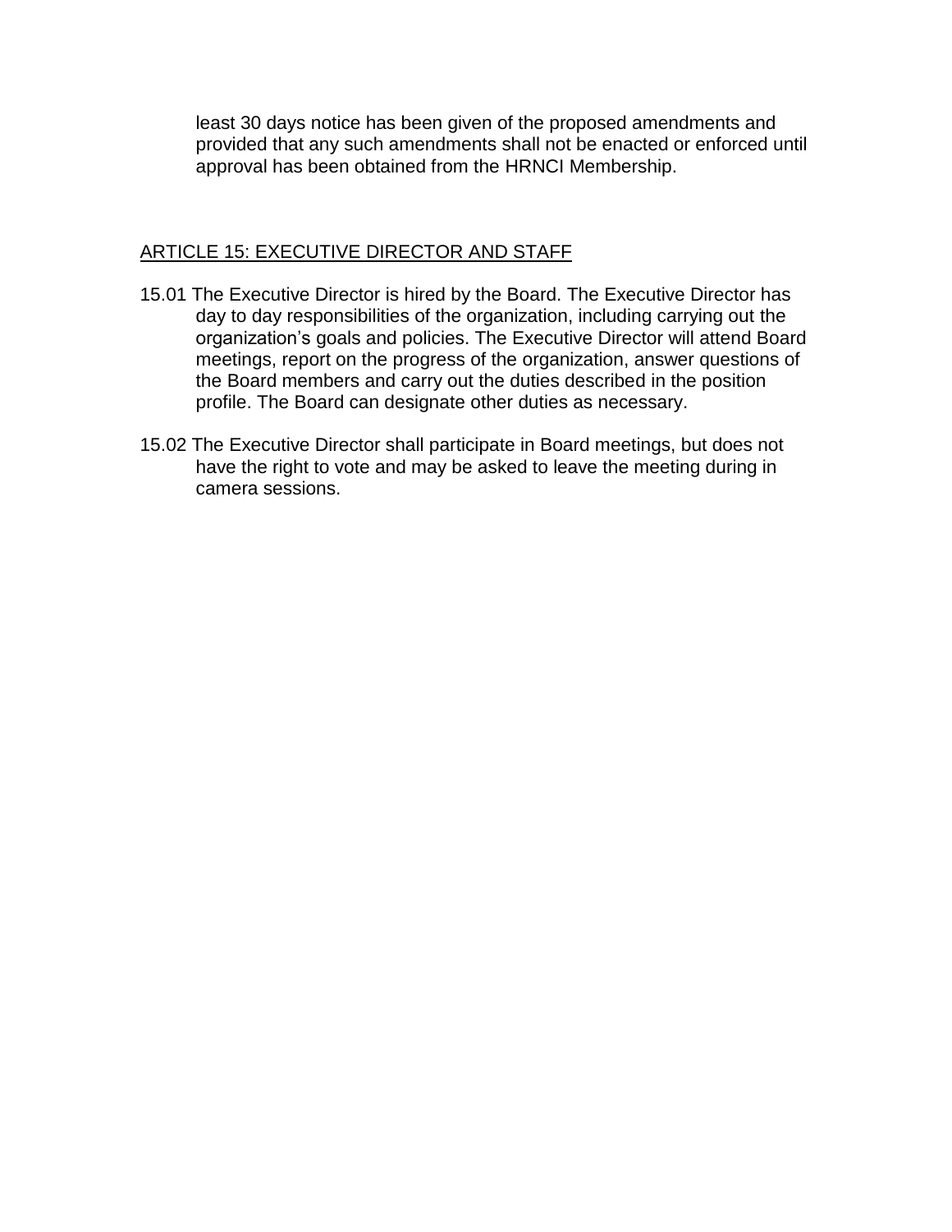least 30 days notice has been given of the proposed amendments and provided that any such amendments shall not be enacted or enforced until approval has been obtained from the HRNCI Membership.

## ARTICLE 15: EXECUTIVE DIRECTOR AND STAFF

15.01 The Executive Director is hired by the Board. The Executive Director has day to day responsibilities of the organization, including carrying out the organization's goals and policies. The Executive Director will attend Board meetings, report on the progress of the organization, answer questions of the Board members and carry out the duties described in the position profile. The Board can designate other duties as necessary.

15.02 The Executive Director shall participate in Board meetings, but does not have the right to vote and may be asked to leave the meeting during in camera sessions.